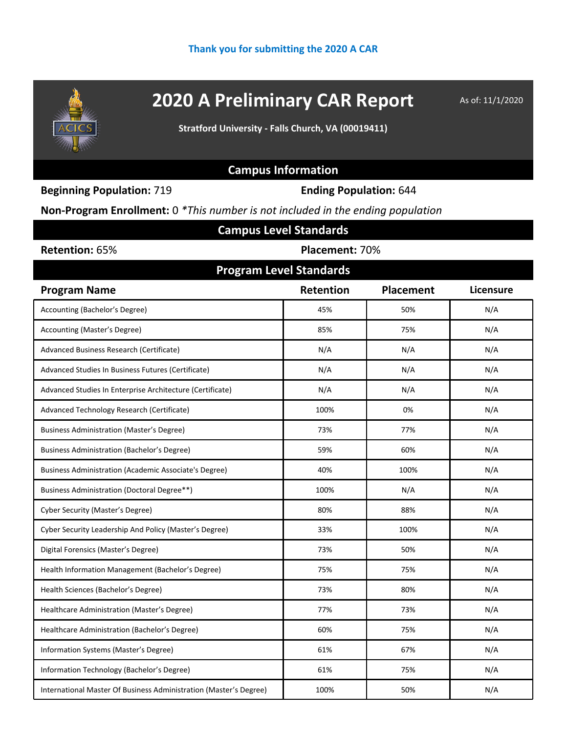Thank you for submitting the 2020 A CAR

# 2020 A Preliminary CAR Report

As of: 11/1/2020

**Stratford University - Falls Church, VA (00019411)**

## Campus Information

**Beginning Population:** 719

**Ending Population:** 644

**Non-Program Enrollment:** 0 *\*This number is not included in the ending population*

## Campus Level Standards

**Retention:** 65%

**Placement:** 70%

## Program Level Standards

| Program Name | Retention | Placement | Licensure |
|---|---|---|---|
| Accounting (Bachelor's Degree) | 45% | 50% | N/A |
| Accounting (Master's Degree) | 85% | 75% | N/A |
| Advanced Business Research (Certificate) | N/A | N/A | N/A |
| Advanced Studies In Business Futures (Certificate) | N/A | N/A | N/A |
| Advanced Studies In Enterprise Architecture (Certificate) | N/A | N/A | N/A |
| Advanced Technology Research (Certificate) | 100% | 0% | N/A |
| Business Administration (Master's Degree) | 73% | 77% | N/A |
| Business Administration (Bachelor's Degree) | 59% | 60% | N/A |
| Business Administration (Academic Associate's Degree) | 40% | 100% | N/A |
| Business Administration (Doctoral Degree**) | 100% | N/A | N/A |
| Cyber Security (Master's Degree) | 80% | 88% | N/A |
| Cyber Security Leadership And Policy (Master's Degree) | 33% | 100% | N/A |
| Digital Forensics (Master's Degree) | 73% | 50% | N/A |
| Health Information Management (Bachelor's Degree) | 75% | 75% | N/A |
| Health Sciences (Bachelor's Degree) | 73% | 80% | N/A |
| Healthcare Administration (Master's Degree) | 77% | 73% | N/A |
| Healthcare Administration (Bachelor's Degree) | 60% | 75% | N/A |
| Information Systems (Master's Degree) | 61% | 67% | N/A |
| Information Technology (Bachelor's Degree) | 61% | 75% | N/A |
| International Master Of Business Administration (Master's Degree) | 100% | 50% | N/A |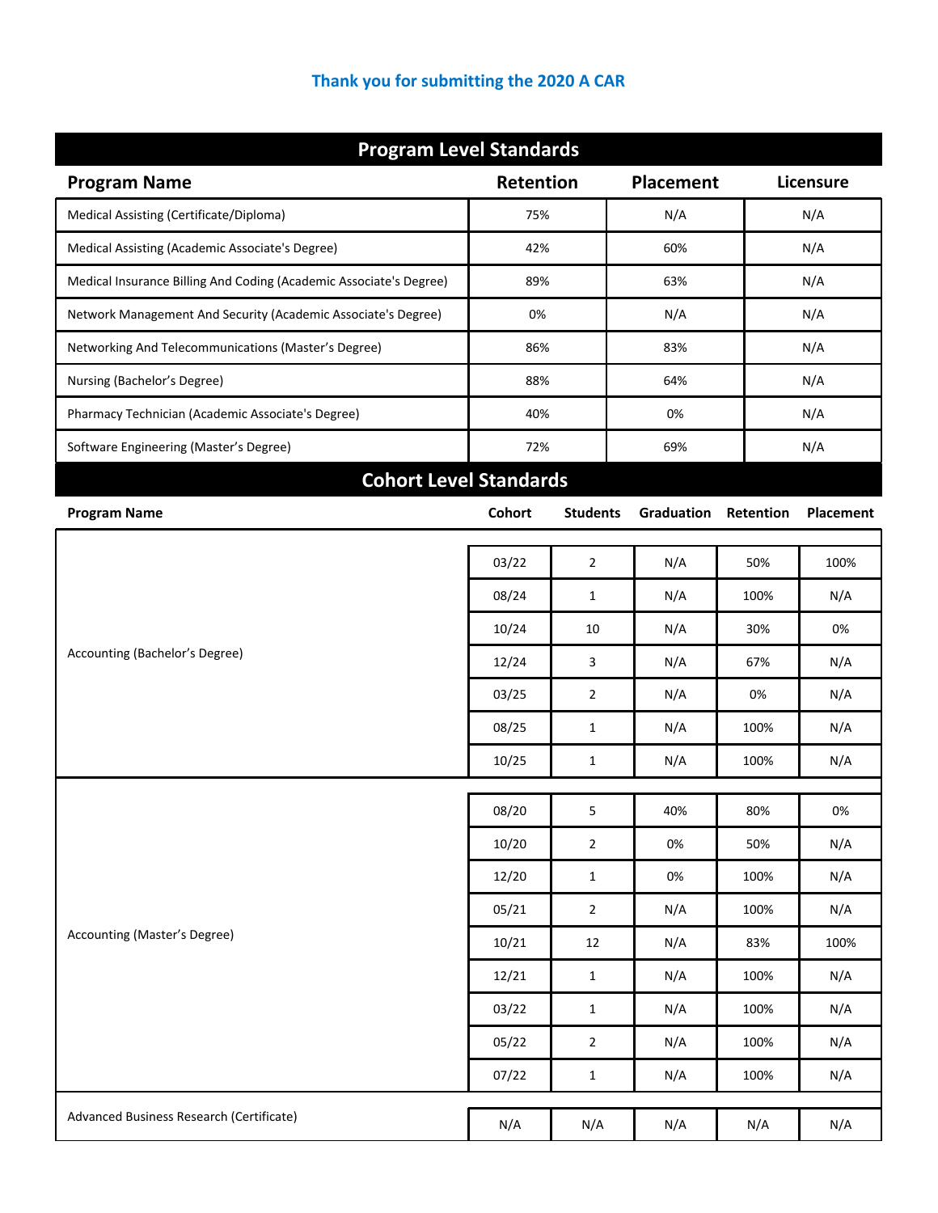Thank you for submitting the 2020 A CAR

## Program Level Standards

| Program Name | Retention | Placement | Licensure |
|---|---|---|---|
| Medical Assisting (Certificate/Diploma) | 75% | N/A | N/A |
| Medical Assisting (Academic Associate's Degree) | 42% | 60% | N/A |
| Medical Insurance Billing And Coding (Academic Associate's Degree) | 89% | 63% | N/A |
| Network Management And Security (Academic Associate's Degree) | 0% | N/A | N/A |
| Networking And Telecommunications (Master’s Degree) | 86% | 83% | N/A |
| Nursing (Bachelor’s Degree) | 88% | 64% | N/A |
| Pharmacy Technician (Academic Associate's Degree) | 40% | 0% | N/A |
| Software Engineering (Master’s Degree) | 72% | 69% | N/A |

## Cohort Level Standards

| Program Name | Cohort | Students | Graduation | Retention | Placement |
|---|---|---|---|---|---|
| Accounting (Bachelor’s Degree) | 03/22 | 2 | N/A | 50% | 100% |
| | 08/24 | 1 | N/A | 100% | N/A |
| | 10/24 | 10 | N/A | 30% | 0% |
| | 12/24 | 3 | N/A | 67% | N/A |
| | 03/25 | 2 | N/A | 0% | N/A |
| | 08/25 | 1 | N/A | 100% | N/A |
| | 10/25 | 1 | N/A | 100% | N/A |
| Accounting (Master’s Degree) | 08/20 | 5 | 40% | 80% | 0% |
| | 10/20 | 2 | 0% | 50% | N/A |
| | 12/20 | 1 | 0% | 100% | N/A |
| | 05/21 | 2 | N/A | 100% | N/A |
| | 10/21 | 12 | N/A | 83% | 100% |
| | 12/21 | 1 | N/A | 100% | N/A |
| | 03/22 | 1 | N/A | 100% | N/A |
| | 05/22 | 2 | N/A | 100% | N/A |
| | 07/22 | 1 | N/A | 100% | N/A |
| Advanced Business Research (Certificate) | N/A | N/A | N/A | N/A | N/A |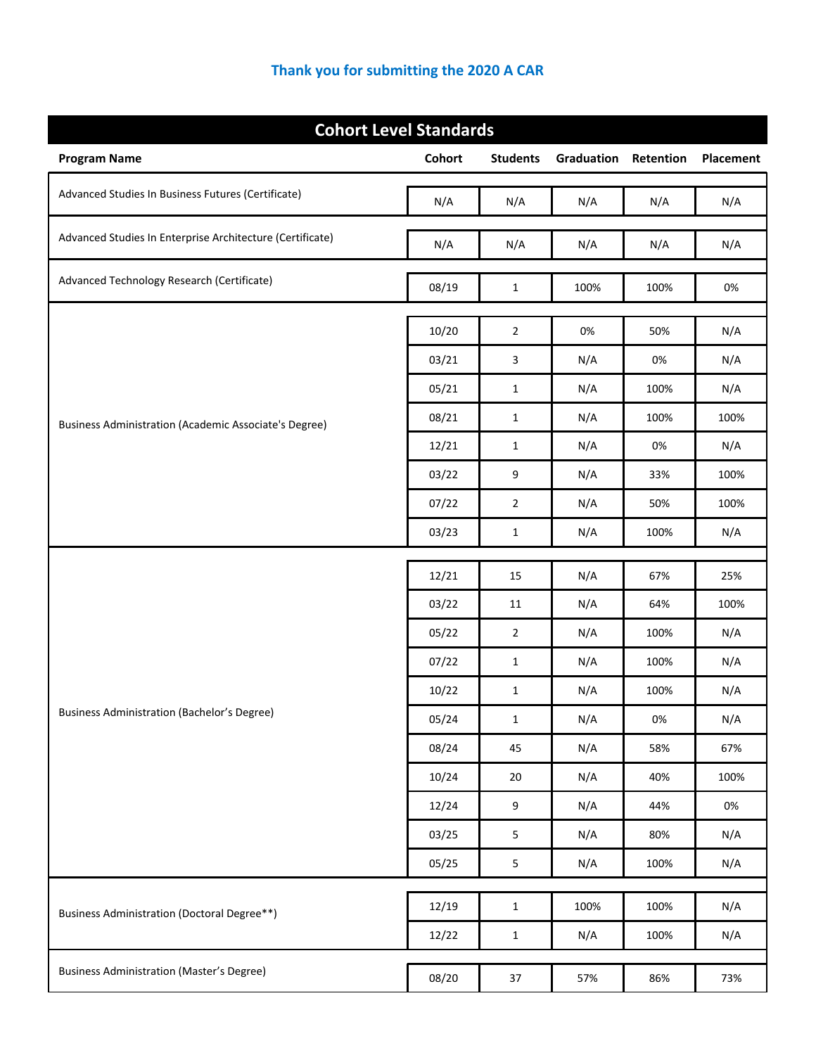## Thank you for submitting the 2020 A CAR

### Cohort Level Standards

| Program Name | Cohort | Students | Graduation | Retention | Placement |
|---|---|---|---|---|---|
| Advanced Studies In Business Futures (Certificate) | N/A | N/A | N/A | N/A | N/A |
| Advanced Studies In Enterprise Architecture (Certificate) | N/A | N/A | N/A | N/A | N/A |
| Advanced Technology Research (Certificate) | 08/19 | 1 | 100% | 100% | 0% |
| Business Administration (Academic Associate's Degree) | 10/20 | 2 | 0% | 50% | N/A |
| | 03/21 | 3 | N/A | 0% | N/A |
| | 05/21 | 1 | N/A | 100% | N/A |
| | 08/21 | 1 | N/A | 100% | 100% |
| | 12/21 | 1 | N/A | 0% | N/A |
| | 03/22 | 9 | N/A | 33% | 100% |
| | 07/22 | 2 | N/A | 50% | 100% |
| | 03/23 | 1 | N/A | 100% | N/A |
| Business Administration (Bachelor's Degree) | 12/21 | 15 | N/A | 67% | 25% |
| | 03/22 | 11 | N/A | 64% | 100% |
| | 05/22 | 2 | N/A | 100% | N/A |
| | 07/22 | 1 | N/A | 100% | N/A |
| | 10/22 | 1 | N/A | 100% | N/A |
| | 05/24 | 1 | N/A | 0% | N/A |
| | 08/24 | 45 | N/A | 58% | 67% |
| | 10/24 | 20 | N/A | 40% | 100% |
| | 12/24 | 9 | N/A | 44% | 0% |
| | 03/25 | 5 | N/A | 80% | N/A |
| | 05/25 | 5 | N/A | 100% | N/A |
| Business Administration (Doctoral Degree**) | 12/19 | 1 | 100% | 100% | N/A |
| | 12/22 | 1 | N/A | 100% | N/A |
| Business Administration (Master's Degree) | 08/20 | 37 | 57% | 86% | 73% |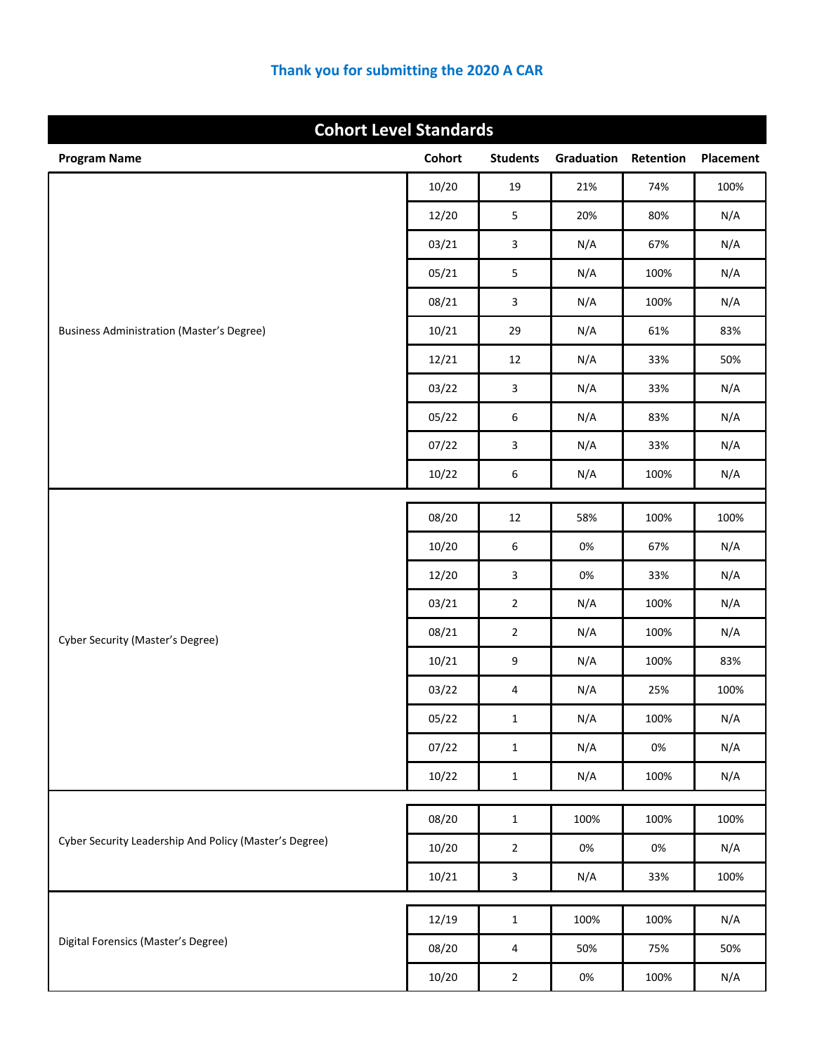### Thank you for submitting the 2020 A CAR

## Cohort Level Standards

| Program Name | Cohort | Students | Graduation | Retention | Placement |
|---|---|---|---|---|---|
| Business Administration (Master's Degree) | 10/20 | 19 | 21% | 74% | 100% |
| | 12/20 | 5 | 20% | 80% | N/A |
| | 03/21 | 3 | N/A | 67% | N/A |
| | 05/21 | 5 | N/A | 100% | N/A |
| | 08/21 | 3 | N/A | 100% | N/A |
| | 10/21 | 29 | N/A | 61% | 83% |
| | 12/21 | 12 | N/A | 33% | 50% |
| | 03/22 | 3 | N/A | 33% | N/A |
| | 05/22 | 6 | N/A | 83% | N/A |
| | 07/22 | 3 | N/A | 33% | N/A |
| | 10/22 | 6 | N/A | 100% | N/A |
| Cyber Security (Master's Degree) | 08/20 | 12 | 58% | 100% | 100% |
| | 10/20 | 6 | 0% | 67% | N/A |
| | 12/20 | 3 | 0% | 33% | N/A |
| | 03/21 | 2 | N/A | 100% | N/A |
| | 08/21 | 2 | N/A | 100% | N/A |
| | 10/21 | 9 | N/A | 100% | 83% |
| | 03/22 | 4 | N/A | 25% | 100% |
| | 05/22 | 1 | N/A | 100% | N/A |
| | 07/22 | 1 | N/A | 0% | N/A |
| | 10/22 | 1 | N/A | 100% | N/A |
| Cyber Security Leadership And Policy (Master's Degree) | 08/20 | 1 | 100% | 100% | 100% |
| | 10/20 | 2 | 0% | 0% | N/A |
| | 10/21 | 3 | N/A | 33% | 100% |
| Digital Forensics (Master's Degree) | 12/19 | 1 | 100% | 100% | N/A |
| | 08/20 | 4 | 50% | 75% | 50% |
| | 10/20 | 2 | 0% | 100% | N/A |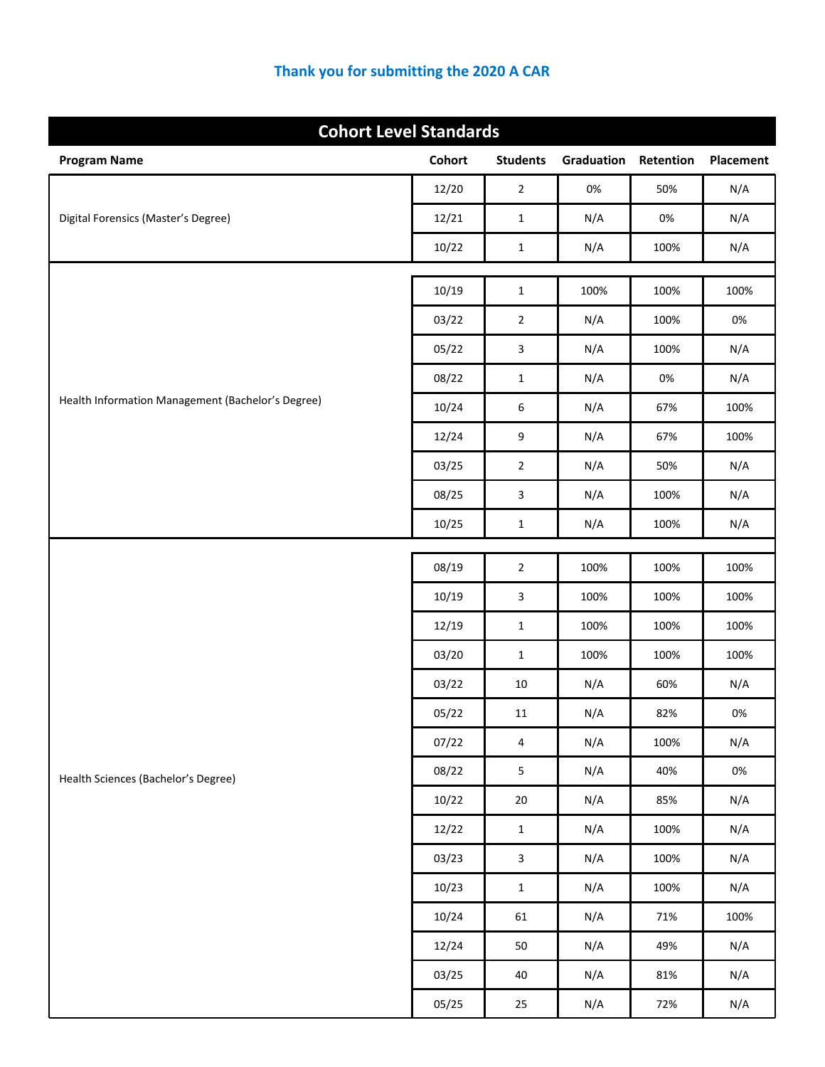Thank you for submitting the 2020 A CAR

## Cohort Level Standards

| Program Name | Cohort | Students | Graduation | Retention | Placement |
|---|---|---|---|---|---|
| Digital Forensics (Master's Degree) | 12/20 | 2 | 0% | 50% | N/A |
| | 12/21 | 1 | N/A | 0% | N/A |
| | 10/22 | 1 | N/A | 100% | N/A |
| Health Information Management (Bachelor's Degree) | 10/19 | 1 | 100% | 100% | 100% |
| | 03/22 | 2 | N/A | 100% | 0% |
| | 05/22 | 3 | N/A | 100% | N/A |
| | 08/22 | 1 | N/A | 0% | N/A |
| | 10/24 | 6 | N/A | 67% | 100% |
| | 12/24 | 9 | N/A | 67% | 100% |
| | 03/25 | 2 | N/A | 50% | N/A |
| | 08/25 | 3 | N/A | 100% | N/A |
| | 10/25 | 1 | N/A | 100% | N/A |
| Health Sciences (Bachelor's Degree) | 08/19 | 2 | 100% | 100% | 100% |
| | 10/19 | 3 | 100% | 100% | 100% |
| | 12/19 | 1 | 100% | 100% | 100% |
| | 03/20 | 1 | 100% | 100% | 100% |
| | 03/22 | 10 | N/A | 60% | N/A |
| | 05/22 | 11 | N/A | 82% | 0% |
| | 07/22 | 4 | N/A | 100% | N/A |
| | 08/22 | 5 | N/A | 40% | 0% |
| | 10/22 | 20 | N/A | 85% | N/A |
| | 12/22 | 1 | N/A | 100% | N/A |
| | 03/23 | 3 | N/A | 100% | N/A |
| | 10/23 | 1 | N/A | 100% | N/A |
| | 10/24 | 61 | N/A | 71% | 100% |
| | 12/24 | 50 | N/A | 49% | N/A |
| | 03/25 | 40 | N/A | 81% | N/A |
| | 05/25 | 25 | N/A | 72% | N/A |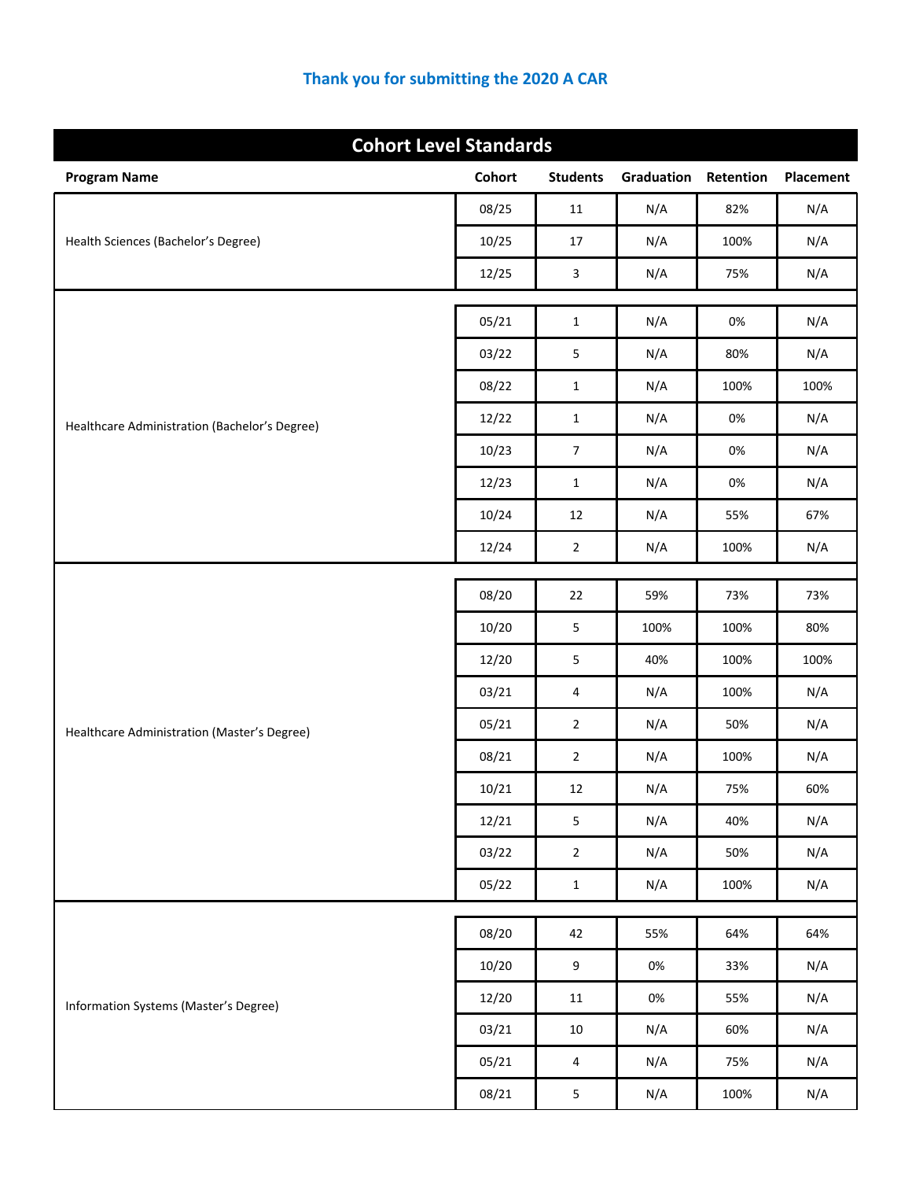**Thank you for submitting the 2020 A CAR**

## Cohort Level Standards

| Program Name | Cohort | Students | Graduation | Retention | Placement |
|---|---|---|---|---|---|
| Health Sciences (Bachelor's Degree) | 08/25 | 11 | N/A | 82% | N/A |
| | 10/25 | 17 | N/A | 100% | N/A |
| | 12/25 | 3 | N/A | 75% | N/A |
| Healthcare Administration (Bachelor's Degree) | 05/21 | 1 | N/A | 0% | N/A |
| | 03/22 | 5 | N/A | 80% | N/A |
| | 08/22 | 1 | N/A | 100% | 100% |
| | 12/22 | 1 | N/A | 0% | N/A |
| | 10/23 | 7 | N/A | 0% | N/A |
| | 12/23 | 1 | N/A | 0% | N/A |
| | 10/24 | 12 | N/A | 55% | 67% |
| | 12/24 | 2 | N/A | 100% | N/A |
| Healthcare Administration (Master's Degree) | 08/20 | 22 | 59% | 73% | 73% |
| | 10/20 | 5 | 100% | 100% | 80% |
| | 12/20 | 5 | 40% | 100% | 100% |
| | 03/21 | 4 | N/A | 100% | N/A |
| | 05/21 | 2 | N/A | 50% | N/A |
| | 08/21 | 2 | N/A | 100% | N/A |
| | 10/21 | 12 | N/A | 75% | 60% |
| | 12/21 | 5 | N/A | 40% | N/A |
| | 03/22 | 2 | N/A | 50% | N/A |
| | 05/22 | 1 | N/A | 100% | N/A |
| Information Systems (Master's Degree) | 08/20 | 42 | 55% | 64% | 64% |
| | 10/20 | 9 | 0% | 33% | N/A |
| | 12/20 | 11 | 0% | 55% | N/A |
| | 03/21 | 10 | N/A | 60% | N/A |
| | 05/21 | 4 | N/A | 75% | N/A |
| | 08/21 | 5 | N/A | 100% | N/A |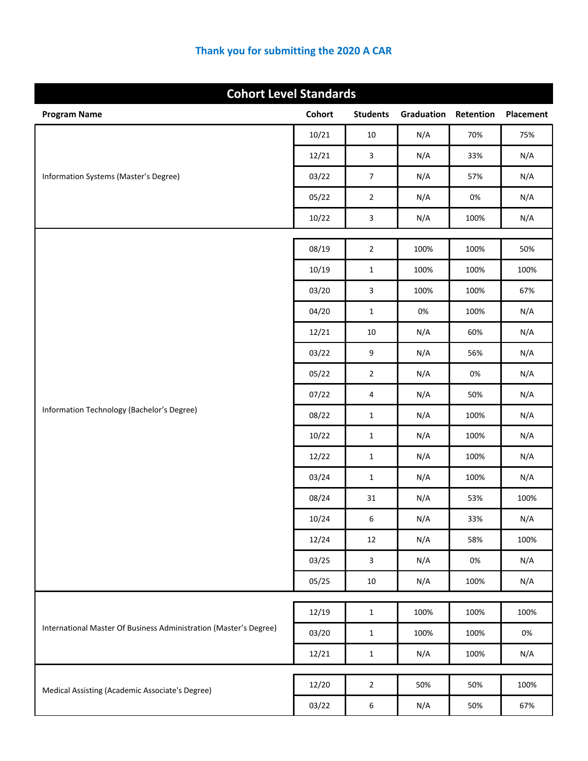**Thank you for submitting the 2020 A CAR**

## Cohort Level Standards

| Program Name | Cohort | Students | Graduation | Retention | Placement |
|---|---|---|---|---|---|
| Information Systems (Master's Degree) | 10/21 | 10 | N/A | 70% | 75% |
| | 12/21 | 3 | N/A | 33% | N/A |
| | 03/22 | 7 | N/A | 57% | N/A |
| | 05/22 | 2 | N/A | 0% | N/A |
| | 10/22 | 3 | N/A | 100% | N/A |
| Information Technology (Bachelor's Degree) | 08/19 | 2 | 100% | 100% | 50% |
| | 10/19 | 1 | 100% | 100% | 100% |
| | 03/20 | 3 | 100% | 100% | 67% |
| | 04/20 | 1 | 0% | 100% | N/A |
| | 12/21 | 10 | N/A | 60% | N/A |
| | 03/22 | 9 | N/A | 56% | N/A |
| | 05/22 | 2 | N/A | 0% | N/A |
| | 07/22 | 4 | N/A | 50% | N/A |
| | 08/22 | 1 | N/A | 100% | N/A |
| | 10/22 | 1 | N/A | 100% | N/A |
| | 12/22 | 1 | N/A | 100% | N/A |
| | 03/24 | 1 | N/A | 100% | N/A |
| | 08/24 | 31 | N/A | 53% | 100% |
| | 10/24 | 6 | N/A | 33% | N/A |
| | 12/24 | 12 | N/A | 58% | 100% |
| | 03/25 | 3 | N/A | 0% | N/A |
| | 05/25 | 10 | N/A | 100% | N/A |
| International Master Of Business Administration (Master's Degree) | 12/19 | 1 | 100% | 100% | 100% |
| | 03/20 | 1 | 100% | 100% | 0% |
| | 12/21 | 1 | N/A | 100% | N/A |
| Medical Assisting (Academic Associate's Degree) | 12/20 | 2 | 50% | 50% | 100% |
| | 03/22 | 6 | N/A | 50% | 67% |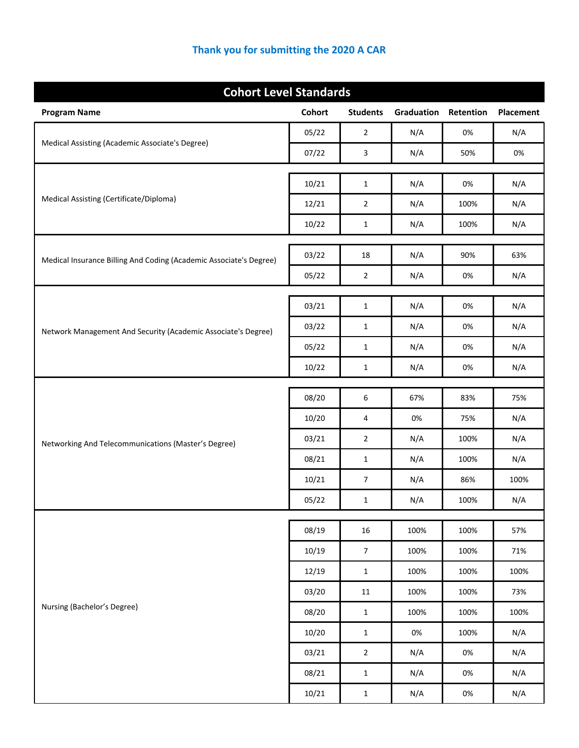Thank you for submitting the 2020 A CAR

## Cohort Level Standards

| Program Name | Cohort | Students | Graduation | Retention | Placement |
|---|---|---|---|---|---|
| Medical Assisting (Academic Associate's Degree) | 05/22 | 2 | N/A | 0% | N/A |
| | 07/22 | 3 | N/A | 50% | 0% |
| Medical Assisting (Certificate/Diploma) | 10/21 | 1 | N/A | 0% | N/A |
| | 12/21 | 2 | N/A | 100% | N/A |
| | 10/22 | 1 | N/A | 100% | N/A |
| Medical Insurance Billing And Coding (Academic Associate's Degree) | 03/22 | 18 | N/A | 90% | 63% |
| | 05/22 | 2 | N/A | 0% | N/A |
| Network Management And Security (Academic Associate's Degree) | 03/21 | 1 | N/A | 0% | N/A |
| | 03/22 | 1 | N/A | 0% | N/A |
| | 05/22 | 1 | N/A | 0% | N/A |
| | 10/22 | 1 | N/A | 0% | N/A |
| Networking And Telecommunications (Master’s Degree) | 08/20 | 6 | 67% | 83% | 75% |
| | 10/20 | 4 | 0% | 75% | N/A |
| | 03/21 | 2 | N/A | 100% | N/A |
| | 08/21 | 1 | N/A | 100% | N/A |
| | 10/21 | 7 | N/A | 86% | 100% |
| | 05/22 | 1 | N/A | 100% | N/A |
| Nursing (Bachelor’s Degree) | 08/19 | 16 | 100% | 100% | 57% |
| | 10/19 | 7 | 100% | 100% | 71% |
| | 12/19 | 1 | 100% | 100% | 100% |
| | 03/20 | 11 | 100% | 100% | 73% |
| | 08/20 | 1 | 100% | 100% | 100% |
| | 10/20 | 1 | 0% | 100% | N/A |
| | 03/21 | 2 | N/A | 0% | N/A |
| | 08/21 | 1 | N/A | 0% | N/A |
| | 10/21 | 1 | N/A | 0% | N/A |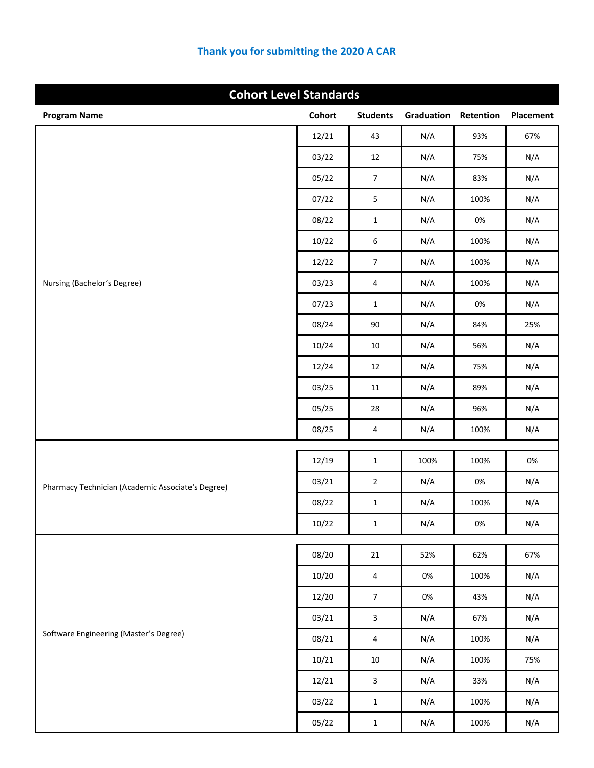**Thank you for submitting the 2020 A CAR**

## Cohort Level Standards

| Program Name | Cohort | Students | Graduation | Retention | Placement |
|---|---|---|---|---|---|
| Nursing (Bachelor's Degree) | 12/21 | 43 | N/A | 93% | 67% |
| | 03/22 | 12 | N/A | 75% | N/A |
| | 05/22 | 7 | N/A | 83% | N/A |
| | 07/22 | 5 | N/A | 100% | N/A |
| | 08/22 | 1 | N/A | 0% | N/A |
| | 10/22 | 6 | N/A | 100% | N/A |
| | 12/22 | 7 | N/A | 100% | N/A |
| | 03/23 | 4 | N/A | 100% | N/A |
| | 07/23 | 1 | N/A | 0% | N/A |
| | 08/24 | 90 | N/A | 84% | 25% |
| | 10/24 | 10 | N/A | 56% | N/A |
| | 12/24 | 12 | N/A | 75% | N/A |
| | 03/25 | 11 | N/A | 89% | N/A |
| | 05/25 | 28 | N/A | 96% | N/A |
| | 08/25 | 4 | N/A | 100% | N/A |
| Pharmacy Technician (Academic Associate's Degree) | 12/19 | 1 | 100% | 100% | 0% |
| | 03/21 | 2 | N/A | 0% | N/A |
| | 08/22 | 1 | N/A | 100% | N/A |
| | 10/22 | 1 | N/A | 0% | N/A |
| Software Engineering (Master's Degree) | 08/20 | 21 | 52% | 62% | 67% |
| | 10/20 | 4 | 0% | 100% | N/A |
| | 12/20 | 7 | 0% | 43% | N/A |
| | 03/21 | 3 | N/A | 67% | N/A |
| | 08/21 | 4 | N/A | 100% | N/A |
| | 10/21 | 10 | N/A | 100% | 75% |
| | 12/21 | 3 | N/A | 33% | N/A |
| | 03/22 | 1 | N/A | 100% | N/A |
| | 05/22 | 1 | N/A | 100% | N/A |